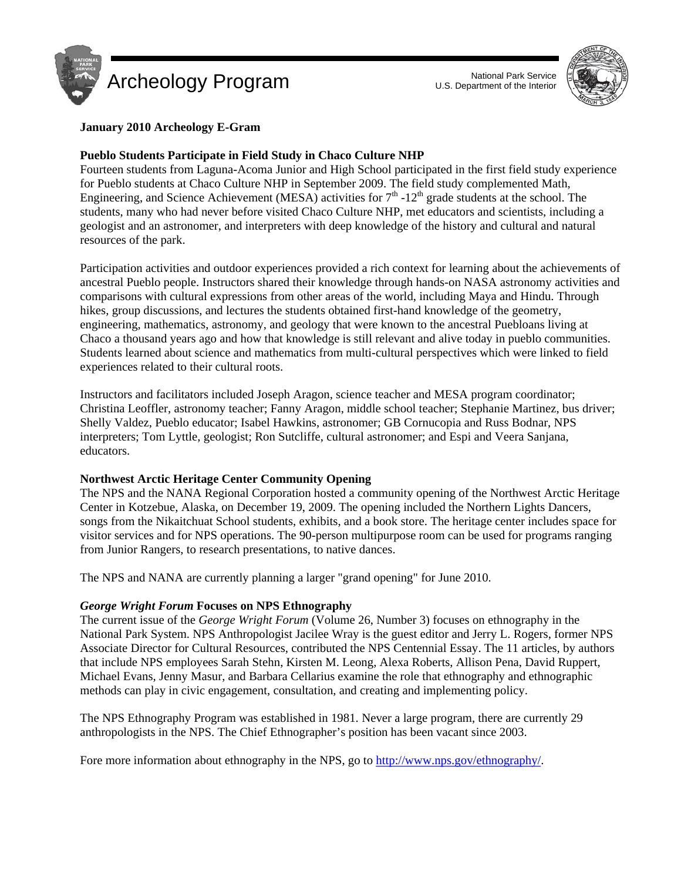# Archeology Program

National Park Service
U.S. Department of the Interior

**January 2010 Archeology E-Gram**

## Pueblo Students Participate in Field Study in Chaco Culture NHP

Fourteen students from Laguna-Acoma Junior and High School participated in the first field study experience for Pueblo students at Chaco Culture NHP in September 2009. The field study complemented Math, Engineering, and Science Achievement (MESA) activities for 7th -12th grade students at the school. The students, many who had never before visited Chaco Culture NHP, met educators and scientists, including a geologist and an astronomer, and interpreters with deep knowledge of the history and cultural and natural resources of the park.

Participation activities and outdoor experiences provided a rich context for learning about the achievements of ancestral Pueblo people. Instructors shared their knowledge through hands-on NASA astronomy activities and comparisons with cultural expressions from other areas of the world, including Maya and Hindu. Through hikes, group discussions, and lectures the students obtained first-hand knowledge of the geometry, engineering, mathematics, astronomy, and geology that were known to the ancestral Puebloans living at Chaco a thousand years ago and how that knowledge is still relevant and alive today in pueblo communities. Students learned about science and mathematics from multi-cultural perspectives which were linked to field experiences related to their cultural roots.

Instructors and facilitators included Joseph Aragon, science teacher and MESA program coordinator; Christina Leoffler, astronomy teacher; Fanny Aragon, middle school teacher; Stephanie Martinez, bus driver; Shelly Valdez, Pueblo educator; Isabel Hawkins, astronomer; GB Cornucopia and Russ Bodnar, NPS interpreters; Tom Lyttle, geologist; Ron Sutcliffe, cultural astronomer; and Espi and Veera Sanjana, educators.

## Northwest Arctic Heritage Center Community Opening

The NPS and the NANA Regional Corporation hosted a community opening of the Northwest Arctic Heritage Center in Kotzebue, Alaska, on December 19, 2009. The opening included the Northern Lights Dancers, songs from the Nikaitchuat School students, exhibits, and a book store. The heritage center includes space for visitor services and for NPS operations. The 90-person multipurpose room can be used for programs ranging from Junior Rangers, to research presentations, to native dances.

The NPS and NANA are currently planning a larger "grand opening" for June 2010.

## *George Wright Forum* Focuses on NPS Ethnography

The current issue of the *George Wright Forum* (Volume 26, Number 3) focuses on ethnography in the National Park System. NPS Anthropologist Jacilee Wray is the guest editor and Jerry L. Rogers, former NPS Associate Director for Cultural Resources, contributed the NPS Centennial Essay. The 11 articles, by authors that include NPS employees Sarah Stehn, Kirsten M. Leong, Alexa Roberts, Allison Pena, David Ruppert, Michael Evans, Jenny Masur, and Barbara Cellarius examine the role that ethnography and ethnographic methods can play in civic engagement, consultation, and creating and implementing policy.

The NPS Ethnography Program was established in 1981. Never a large program, there are currently 29 anthropologists in the NPS. The Chief Ethnographer's position has been vacant since 2003.

Fore more information about ethnography in the NPS, go to [http://www.nps.gov/ethnography/](http://www.nps.gov/ethnography/).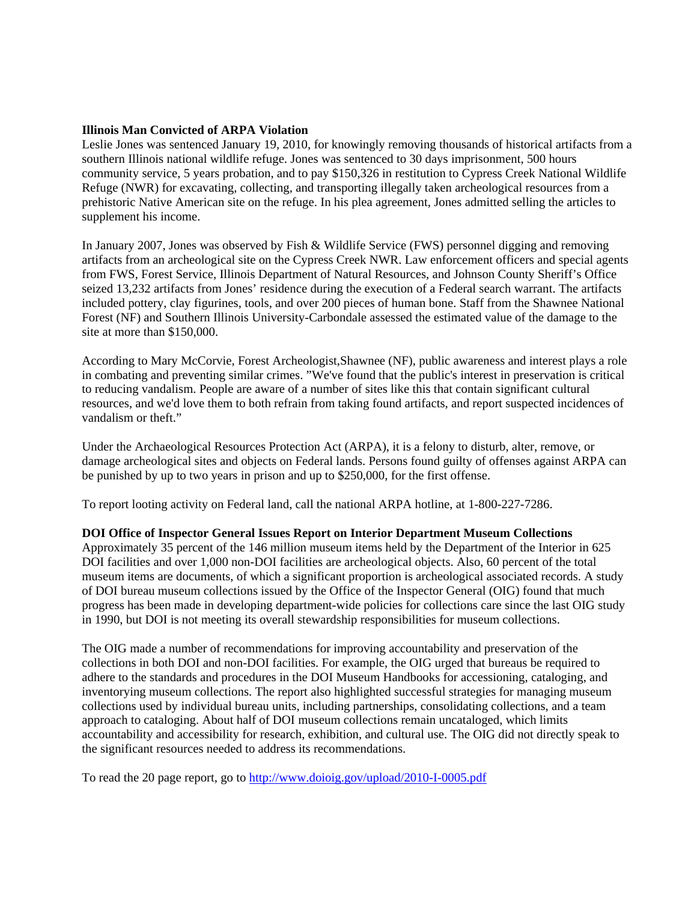**Illinois Man Convicted of ARPA Violation**

Leslie Jones was sentenced January 19, 2010, for knowingly removing thousands of historical artifacts from a southern Illinois national wildlife refuge. Jones was sentenced to 30 days imprisonment, 500 hours community service, 5 years probation, and to pay $150,326 in restitution to Cypress Creek National Wildlife Refuge (NWR) for excavating, collecting, and transporting illegally taken archeological resources from a prehistoric Native American site on the refuge. In his plea agreement, Jones admitted selling the articles to supplement his income.

In January 2007, Jones was observed by Fish & Wildlife Service (FWS) personnel digging and removing artifacts from an archeological site on the Cypress Creek NWR. Law enforcement officers and special agents from FWS, Forest Service, Illinois Department of Natural Resources, and Johnson County Sheriff's Office seized 13,232 artifacts from Jones' residence during the execution of a Federal search warrant. The artifacts included pottery, clay figurines, tools, and over 200 pieces of human bone. Staff from the Shawnee National Forest (NF) and Southern Illinois University-Carbondale assessed the estimated value of the damage to the site at more than $150,000.

According to Mary McCorvie, Forest Archeologist,Shawnee (NF), public awareness and interest plays a role in combating and preventing similar crimes. "We've found that the public's interest in preservation is critical to reducing vandalism. People are aware of a number of sites like this that contain significant cultural resources, and we'd love them to both refrain from taking found artifacts, and report suspected incidences of vandalism or theft."

Under the Archaeological Resources Protection Act (ARPA), it is a felony to disturb, alter, remove, or damage archeological sites and objects on Federal lands. Persons found guilty of offenses against ARPA can be punished by up to two years in prison and up to $250,000, for the first offense.

To report looting activity on Federal land, call the national ARPA hotline, at 1-800-227-7286.

**DOI Office of Inspector General Issues Report on Interior Department Museum Collections**

Approximately 35 percent of the 146 million museum items held by the Department of the Interior in 625 DOI facilities and over 1,000 non-DOI facilities are archeological objects. Also, 60 percent of the total museum items are documents, of which a significant proportion is archeological associated records. A study of DOI bureau museum collections issued by the Office of the Inspector General (OIG) found that much progress has been made in developing department-wide policies for collections care since the last OIG study in 1990, but DOI is not meeting its overall stewardship responsibilities for museum collections.

The OIG made a number of recommendations for improving accountability and preservation of the collections in both DOI and non-DOI facilities. For example, the OIG urged that bureaus be required to adhere to the standards and procedures in the DOI Museum Handbooks for accessioning, cataloging, and inventorying museum collections. The report also highlighted successful strategies for managing museum collections used by individual bureau units, including partnerships, consolidating collections, and a team approach to cataloging. About half of DOI museum collections remain uncataloged, which limits accountability and accessibility for research, exhibition, and cultural use. The OIG did not directly speak to the significant resources needed to address its recommendations.

To read the 20 page report, go to [http://www.doioig.gov/upload/2010-I-0005.pdf](http://www.doioig.gov/upload/2010-I-0005.pdf)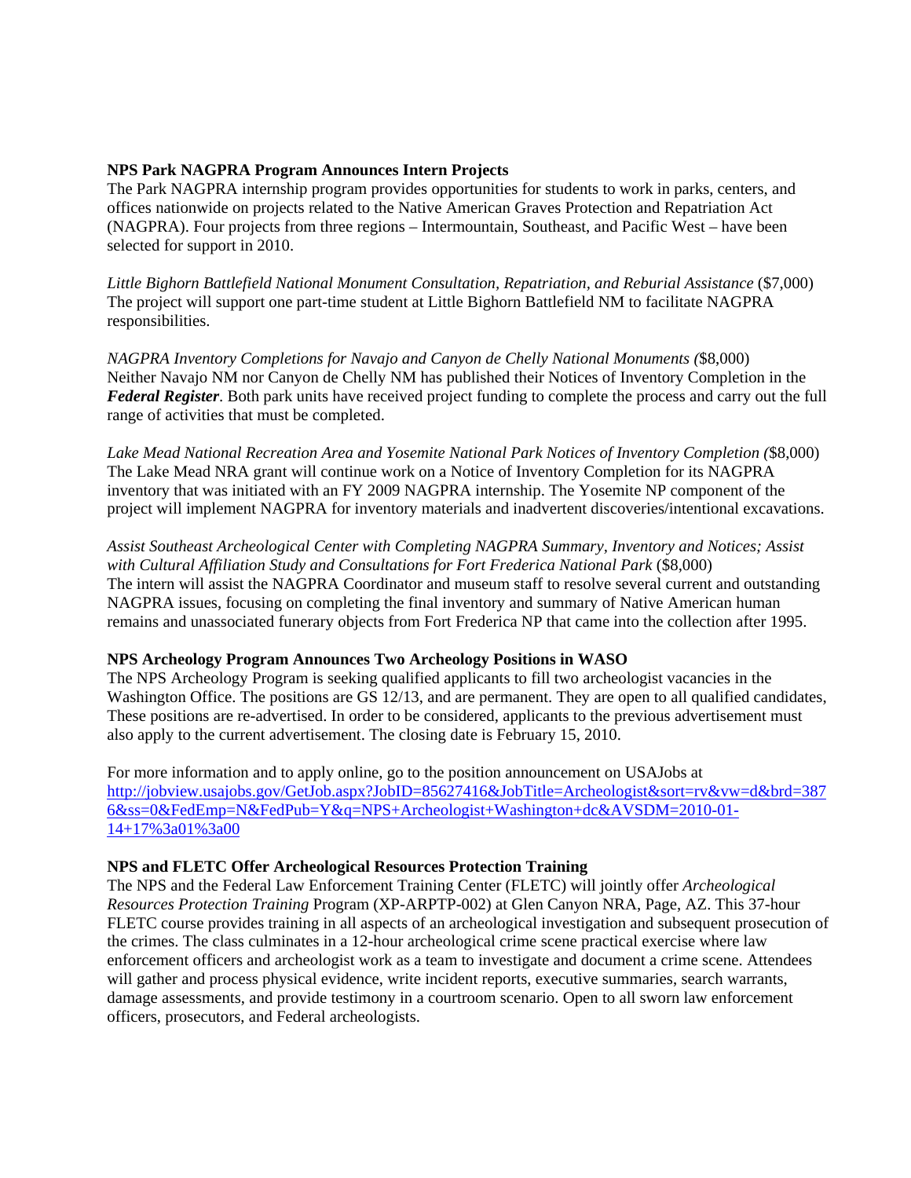**NPS Park NAGPRA Program Announces Intern Projects**

The Park NAGPRA internship program provides opportunities for students to work in parks, centers, and offices nationwide on projects related to the Native American Graves Protection and Repatriation Act (NAGPRA). Four projects from three regions – Intermountain, Southeast, and Pacific West – have been selected for support in 2010.

*Little Bighorn Battlefield National Monument Consultation, Repatriation, and Reburial Assistance* ($7,000)
The project will support one part-time student at Little Bighorn Battlefield NM to facilitate NAGPRA responsibilities.

*NAGPRA Inventory Completions for Navajo and Canyon de Chelly National Monuments (*$8,000)
Neither Navajo NM nor Canyon de Chelly NM has published their Notices of Inventory Completion in the ***Federal Register***. Both park units have received project funding to complete the process and carry out the full range of activities that must be completed.

*Lake Mead National Recreation Area and Yosemite National Park Notices of Inventory Completion (*$8,000)
The Lake Mead NRA grant will continue work on a Notice of Inventory Completion for its NAGPRA inventory that was initiated with an FY 2009 NAGPRA internship. The Yosemite NP component of the project will implement NAGPRA for inventory materials and inadvertent discoveries/intentional excavations.

*Assist Southeast Archeological Center with Completing NAGPRA Summary, Inventory and Notices; Assist with Cultural Affiliation Study and Consultations for Fort Frederica National Park* ($8,000)
The intern will assist the NAGPRA Coordinator and museum staff to resolve several current and outstanding NAGPRA issues, focusing on completing the final inventory and summary of Native American human remains and unassociated funerary objects from Fort Frederica NP that came into the collection after 1995.

**NPS Archeology Program Announces Two Archeology Positions in WASO**

The NPS Archeology Program is seeking qualified applicants to fill two archeologist vacancies in the Washington Office. The positions are GS 12/13, and are permanent. They are open to all qualified candidates, These positions are re-advertised. In order to be considered, applicants to the previous advertisement must also apply to the current advertisement. The closing date is February 15, 2010.

For more information and to apply online, go to the position announcement on USAJobs at
http://jobview.usajobs.gov/GetJob.aspx?JobID=85627416&JobTitle=Archeologist&sort=rv&vw=d&brd=3876&ss=0&FedEmp=N&FedPub=Y&q=NPS+Archeologist+Washington+dc&AVSDM=2010-01-14+17%3a01%3a00

**NPS and FLETC Offer Archeological Resources Protection Training**

The NPS and the Federal Law Enforcement Training Center (FLETC) will jointly offer *Archeological Resources Protection Training* Program (XP-ARPTP-002) at Glen Canyon NRA, Page, AZ. This 37-hour FLETC course provides training in all aspects of an archeological investigation and subsequent prosecution of the crimes. The class culminates in a 12-hour archeological crime scene practical exercise where law enforcement officers and archeologist work as a team to investigate and document a crime scene. Attendees will gather and process physical evidence, write incident reports, executive summaries, search warrants, damage assessments, and provide testimony in a courtroom scenario. Open to all sworn law enforcement officers, prosecutors, and Federal archeologists.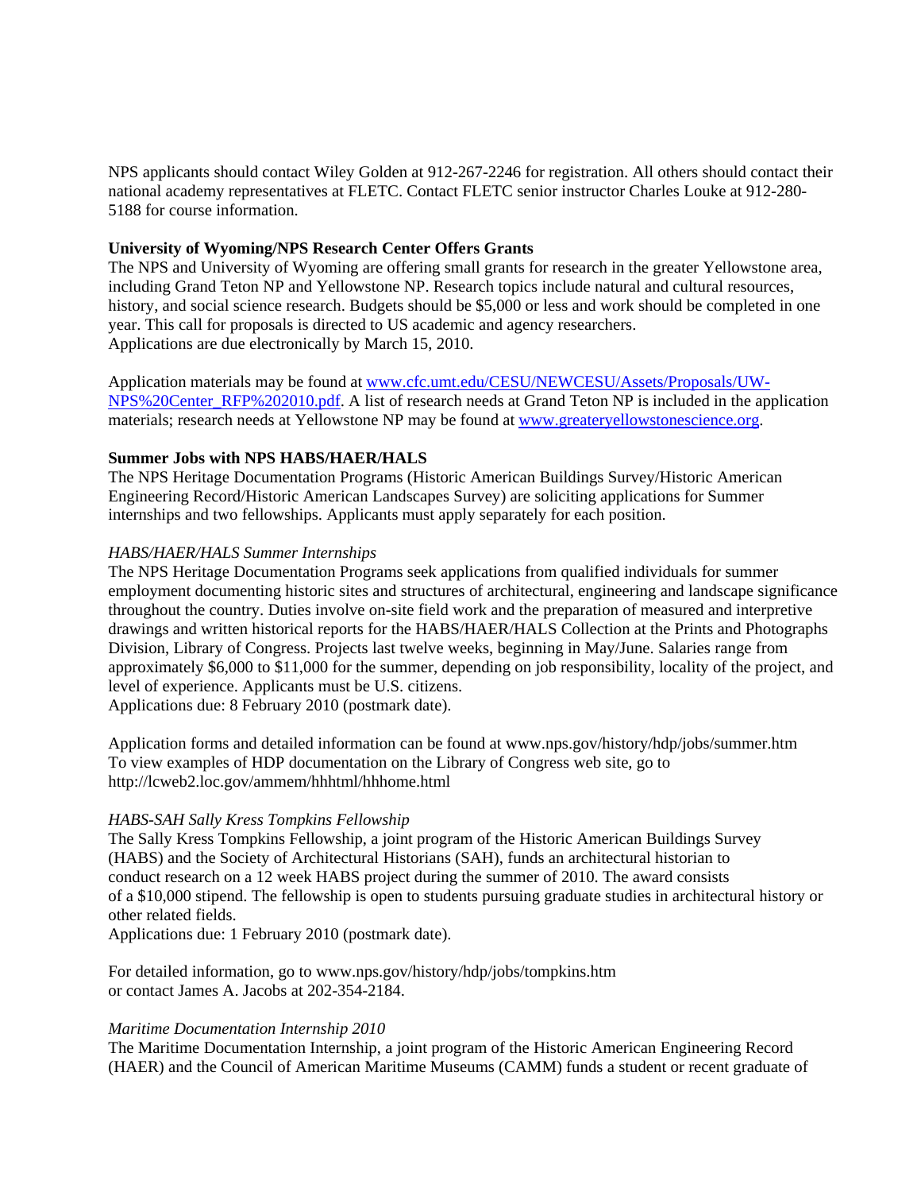NPS applicants should contact Wiley Golden at 912-267-2246 for registration. All others should contact their national academy representatives at FLETC. Contact FLETC senior instructor Charles Louke at 912-280-5188 for course information.

**University of Wyoming/NPS Research Center Offers Grants**

The NPS and University of Wyoming are offering small grants for research in the greater Yellowstone area, including Grand Teton NP and Yellowstone NP. Research topics include natural and cultural resources, history, and social science research. Budgets should be $5,000 or less and work should be completed in one year. This call for proposals is directed to US academic and agency researchers.
Applications are due electronically by March 15, 2010.

Application materials may be found at [www.cfc.umt.edu/CESU/NEWCESU/Assets/Proposals/UW-NPS%20Center_RFP%202010.pdf](www.cfc.umt.edu/CESU/NEWCESU/Assets/Proposals/UW-NPS%20Center_RFP%202010.pdf). A list of research needs at Grand Teton NP is included in the application materials; research needs at Yellowstone NP may be found at [www.greateryellowstonescience.org](www.greateryellowstonescience.org).

**Summer Jobs with NPS HABS/HAER/HALS**

The NPS Heritage Documentation Programs (Historic American Buildings Survey/Historic American Engineering Record/Historic American Landscapes Survey) are soliciting applications for Summer internships and two fellowships. Applicants must apply separately for each position.

*HABS/HAER/HALS Summer Internships*

The NPS Heritage Documentation Programs seek applications from qualified individuals for summer employment documenting historic sites and structures of architectural, engineering and landscape significance throughout the country. Duties involve on-site field work and the preparation of measured and interpretive drawings and written historical reports for the HABS/HAER/HALS Collection at the Prints and Photographs Division, Library of Congress. Projects last twelve weeks, beginning in May/June. Salaries range from approximately $6,000 to $11,000 for the summer, depending on job responsibility, locality of the project, and level of experience. Applicants must be U.S. citizens.
Applications due: 8 February 2010 (postmark date).

Application forms and detailed information can be found at www.nps.gov/history/hdp/jobs/summer.htm
To view examples of HDP documentation on the Library of Congress web site, go to http://lcweb2.loc.gov/ammem/hhhtml/hhhome.html

*HABS-SAH Sally Kress Tompkins Fellowship*

The Sally Kress Tompkins Fellowship, a joint program of the Historic American Buildings Survey (HABS) and the Society of Architectural Historians (SAH), funds an architectural historian to conduct research on a 12 week HABS project during the summer of 2010. The award consists of a $10,000 stipend. The fellowship is open to students pursuing graduate studies in architectural history or other related fields.
Applications due: 1 February 2010 (postmark date).

For detailed information, go to www.nps.gov/history/hdp/jobs/tompkins.htm
or contact James A. Jacobs at 202-354-2184.

*Maritime Documentation Internship 2010*

The Maritime Documentation Internship, a joint program of the Historic American Engineering Record (HAER) and the Council of American Maritime Museums (CAMM) funds a student or recent graduate of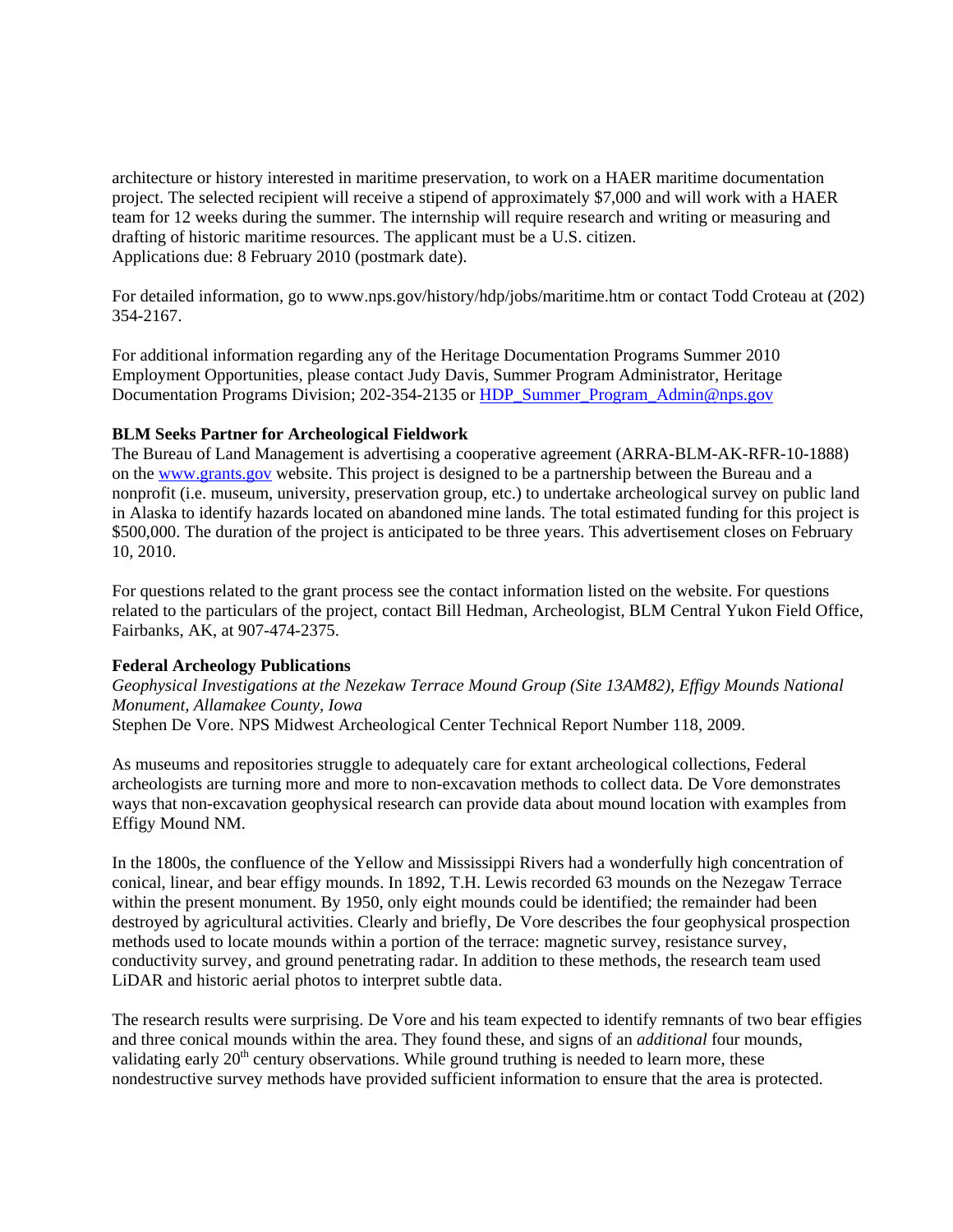architecture or history interested in maritime preservation, to work on a HAER maritime documentation project. The selected recipient will receive a stipend of approximately $7,000 and will work with a HAER team for 12 weeks during the summer. The internship will require research and writing or measuring and drafting of historic maritime resources. The applicant must be a U.S. citizen.
Applications due: 8 February 2010 (postmark date).

For detailed information, go to www.nps.gov/history/hdp/jobs/maritime.htm or contact Todd Croteau at (202) 354-2167.

For additional information regarding any of the Heritage Documentation Programs Summer 2010 Employment Opportunities, please contact Judy Davis, Summer Program Administrator, Heritage Documentation Programs Division; 202-354-2135 or HDP_Summer_Program_Admin@nps.gov

**BLM Seeks Partner for Archeological Fieldwork**
The Bureau of Land Management is advertising a cooperative agreement (ARRA-BLM-AK-RFR-10-1888) on the www.grants.gov website. This project is designed to be a partnership between the Bureau and a nonprofit (i.e. museum, university, preservation group, etc.) to undertake archeological survey on public land in Alaska to identify hazards located on abandoned mine lands. The total estimated funding for this project is $500,000. The duration of the project is anticipated to be three years. This advertisement closes on February 10, 2010.

For questions related to the grant process see the contact information listed on the website. For questions related to the particulars of the project, contact Bill Hedman, Archeologist, BLM Central Yukon Field Office, Fairbanks, AK, at 907-474-2375.

**Federal Archeology Publications**
*Geophysical Investigations at the Nezekaw Terrace Mound Group (Site 13AM82), Effigy Mounds National Monument, Allamakee County, Iowa*
Stephen De Vore. NPS Midwest Archeological Center Technical Report Number 118, 2009.

As museums and repositories struggle to adequately care for extant archeological collections, Federal archeologists are turning more and more to non-excavation methods to collect data. De Vore demonstrates ways that non-excavation geophysical research can provide data about mound location with examples from Effigy Mound NM.

In the 1800s, the confluence of the Yellow and Mississippi Rivers had a wonderfully high concentration of conical, linear, and bear effigy mounds. In 1892, T.H. Lewis recorded 63 mounds on the Nezegaw Terrace within the present monument. By 1950, only eight mounds could be identified; the remainder had been destroyed by agricultural activities. Clearly and briefly, De Vore describes the four geophysical prospection methods used to locate mounds within a portion of the terrace: magnetic survey, resistance survey, conductivity survey, and ground penetrating radar. In addition to these methods, the research team used LiDAR and historic aerial photos to interpret subtle data.

The research results were surprising. De Vore and his team expected to identify remnants of two bear effigies and three conical mounds within the area. They found these, and signs of an *additional* four mounds, validating early 20th century observations. While ground truthing is needed to learn more, these nondestructive survey methods have provided sufficient information to ensure that the area is protected.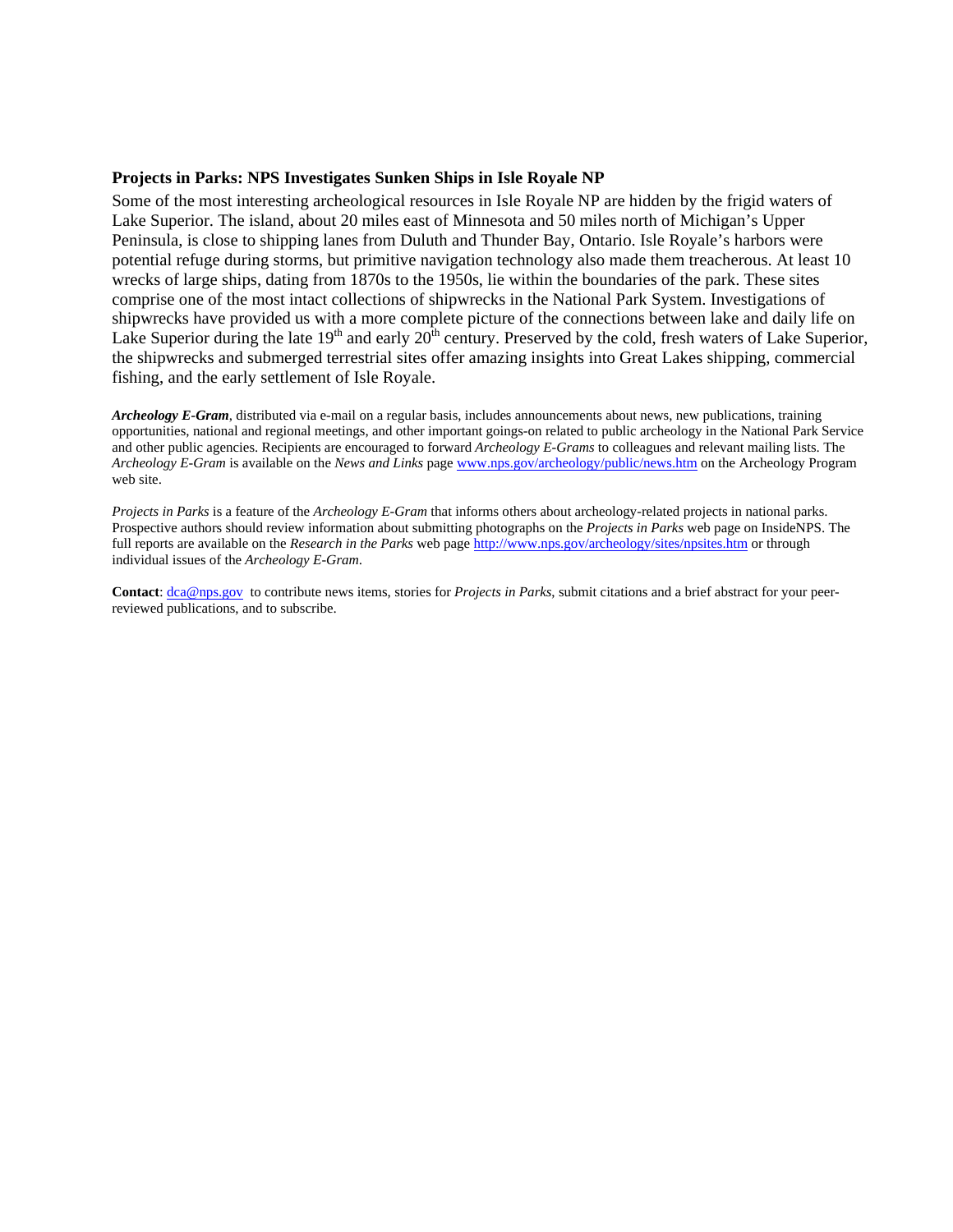### Projects in Parks: NPS Investigates Sunken Ships in Isle Royale NP

Some of the most interesting archeological resources in Isle Royale NP are hidden by the frigid waters of Lake Superior. The island, about 20 miles east of Minnesota and 50 miles north of Michigan's Upper Peninsula, is close to shipping lanes from Duluth and Thunder Bay, Ontario. Isle Royale's harbors were potential refuge during storms, but primitive navigation technology also made them treacherous. At least 10 wrecks of large ships, dating from 1870s to the 1950s, lie within the boundaries of the park. These sites comprise one of the most intact collections of shipwrecks in the National Park System. Investigations of shipwrecks have provided us with a more complete picture of the connections between lake and daily life on Lake Superior during the late 19th and early 20th century. Preserved by the cold, fresh waters of Lake Superior, the shipwrecks and submerged terrestrial sites offer amazing insights into Great Lakes shipping, commercial fishing, and the early settlement of Isle Royale.

***Archeology E-Gram***, distributed via e-mail on a regular basis, includes announcements about news, new publications, training opportunities, national and regional meetings, and other important goings-on related to public archeology in the National Park Service and other public agencies. Recipients are encouraged to forward *Archeology E-Grams* to colleagues and relevant mailing lists. The *Archeology E-Gram* is available on the *News and Links* page www.nps.gov/archeology/public/news.htm on the Archeology Program web site.

*Projects in Parks* is a feature of the *Archeology E-Gram* that informs others about archeology-related projects in national parks. Prospective authors should review information about submitting photographs on the *Projects in Parks* web page on InsideNPS. The full reports are available on the *Research in the Parks* web page http://www.nps.gov/archeology/sites/npsites.htm or through individual issues of the *Archeology E-Gram*.

**Contact**: dca@nps.gov to contribute news items, stories for *Projects in Parks*, submit citations and a brief abstract for your peer-reviewed publications, and to subscribe.